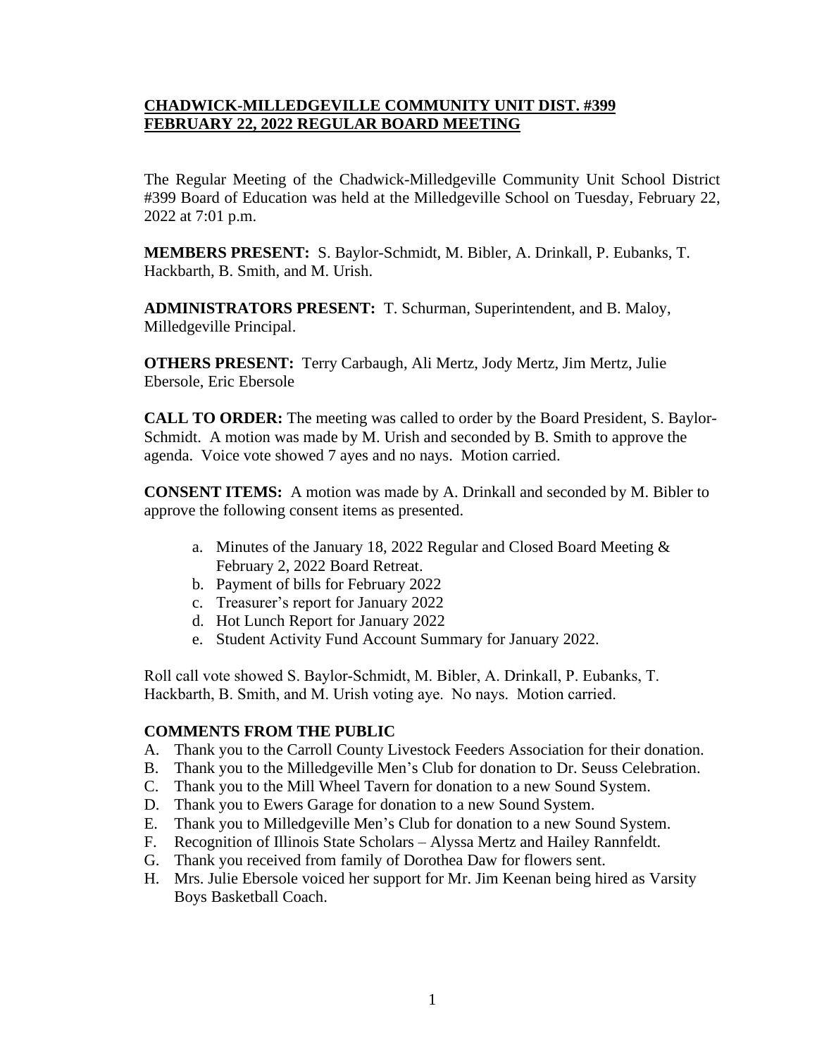**CHADWICK-MILLEDGEVILLE COMMUNITY UNIT DIST. #399**
**FEBRUARY 22, 2022 REGULAR BOARD MEETING**

The Regular Meeting of the Chadwick-Milledgeville Community Unit School District #399 Board of Education was held at the Milledgeville School on Tuesday, February 22, 2022 at 7:01 p.m.

**MEMBERS PRESENT:** S. Baylor-Schmidt, M. Bibler, A. Drinkall, P. Eubanks, T. Hackbarth, B. Smith, and M. Urish.

**ADMINISTRATORS PRESENT:** T. Schurman, Superintendent, and B. Maloy, Milledgeville Principal.

**OTHERS PRESENT:** Terry Carbaugh, Ali Mertz, Jody Mertz, Jim Mertz, Julie Ebersole, Eric Ebersole

**CALL TO ORDER:** The meeting was called to order by the Board President, S. Baylor-Schmidt. A motion was made by M. Urish and seconded by B. Smith to approve the agenda. Voice vote showed 7 ayes and no nays. Motion carried.

**CONSENT ITEMS:** A motion was made by A. Drinkall and seconded by M. Bibler to approve the following consent items as presented.

a. Minutes of the January 18, 2022 Regular and Closed Board Meeting & February 2, 2022 Board Retreat.
b. Payment of bills for February 2022
c. Treasurer's report for January 2022
d. Hot Lunch Report for January 2022
e. Student Activity Fund Account Summary for January 2022.

Roll call vote showed S. Baylor-Schmidt, M. Bibler, A. Drinkall, P. Eubanks, T. Hackbarth, B. Smith, and M. Urish voting aye. No nays. Motion carried.

**COMMENTS FROM THE PUBLIC**

A. Thank you to the Carroll County Livestock Feeders Association for their donation.
B. Thank you to the Milledgeville Men's Club for donation to Dr. Seuss Celebration.
C. Thank you to the Mill Wheel Tavern for donation to a new Sound System.
D. Thank you to Ewers Garage for donation to a new Sound System.
E. Thank you to Milledgeville Men's Club for donation to a new Sound System.
F. Recognition of Illinois State Scholars – Alyssa Mertz and Hailey Rannfeldt.
G. Thank you received from family of Dorothea Daw for flowers sent.
H. Mrs. Julie Ebersole voiced her support for Mr. Jim Keenan being hired as Varsity Boys Basketball Coach.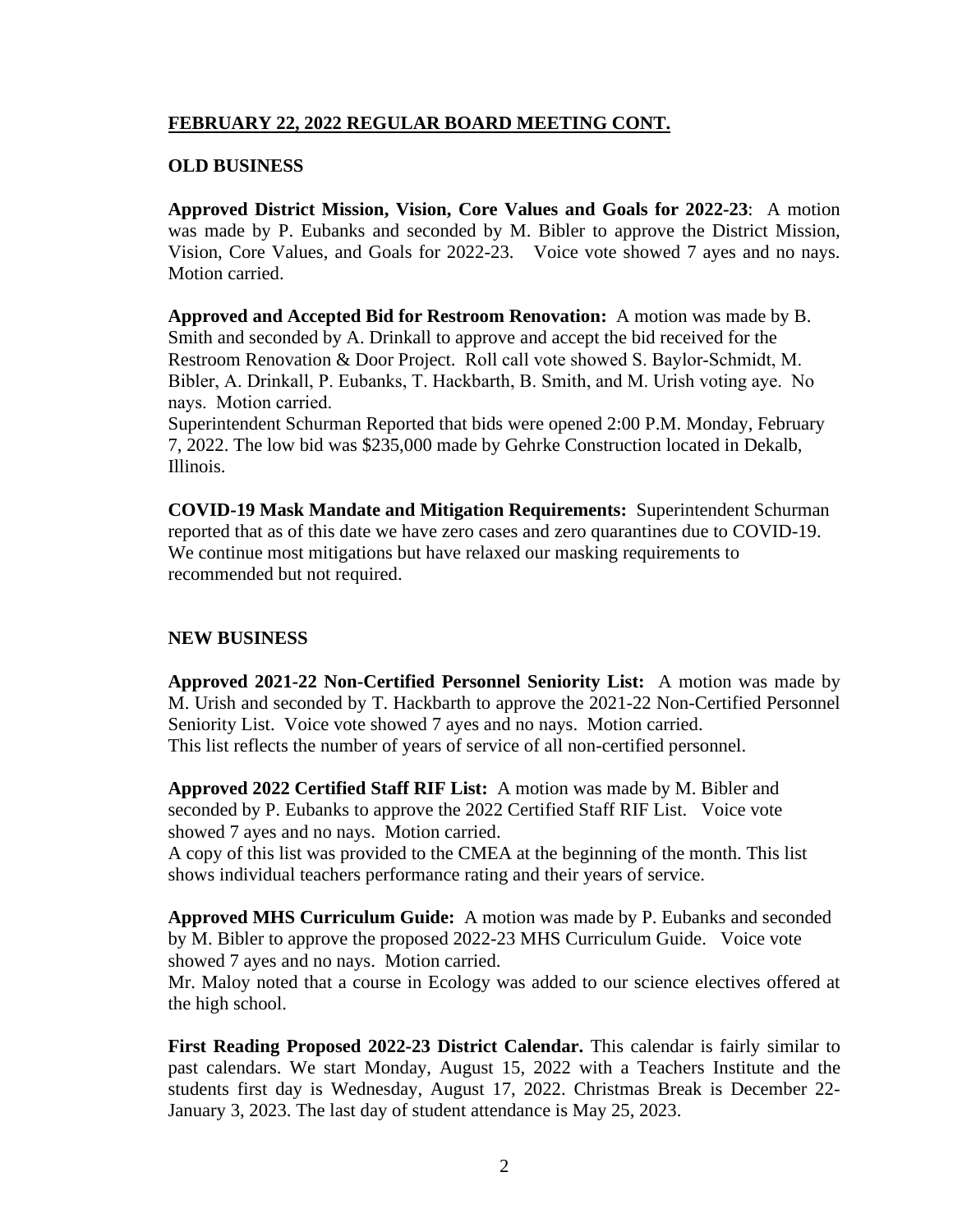**FEBRUARY 22, 2022 REGULAR BOARD MEETING CONT.**

**OLD BUSINESS**

**Approved District Mission, Vision, Core Values and Goals for 2022-23**: A motion was made by P. Eubanks and seconded by M. Bibler to approve the District Mission, Vision, Core Values, and Goals for 2022-23. Voice vote showed 7 ayes and no nays. Motion carried.

**Approved and Accepted Bid for Restroom Renovation:** A motion was made by B. Smith and seconded by A. Drinkall to approve and accept the bid received for the Restroom Renovation & Door Project. Roll call vote showed S. Baylor-Schmidt, M. Bibler, A. Drinkall, P. Eubanks, T. Hackbarth, B. Smith, and M. Urish voting aye. No nays. Motion carried.
Superintendent Schurman Reported that bids were opened 2:00 P.M. Monday, February 7, 2022. The low bid was $235,000 made by Gehrke Construction located in Dekalb, Illinois.

**COVID-19 Mask Mandate and Mitigation Requirements:** Superintendent Schurman reported that as of this date we have zero cases and zero quarantines due to COVID-19. We continue most mitigations but have relaxed our masking requirements to recommended but not required.

**NEW BUSINESS**

**Approved 2021-22 Non-Certified Personnel Seniority List:** A motion was made by M. Urish and seconded by T. Hackbarth to approve the 2021-22 Non-Certified Personnel Seniority List. Voice vote showed 7 ayes and no nays. Motion carried.
This list reflects the number of years of service of all non-certified personnel.

**Approved 2022 Certified Staff RIF List:** A motion was made by M. Bibler and seconded by P. Eubanks to approve the 2022 Certified Staff RIF List. Voice vote showed 7 ayes and no nays. Motion carried.
A copy of this list was provided to the CMEA at the beginning of the month. This list shows individual teachers performance rating and their years of service.

**Approved MHS Curriculum Guide:** A motion was made by P. Eubanks and seconded by M. Bibler to approve the proposed 2022-23 MHS Curriculum Guide. Voice vote showed 7 ayes and no nays. Motion carried.
Mr. Maloy noted that a course in Ecology was added to our science electives offered at the high school.

**First Reading Proposed 2022-23 District Calendar.** This calendar is fairly similar to past calendars. We start Monday, August 15, 2022 with a Teachers Institute and the students first day is Wednesday, August 17, 2022. Christmas Break is December 22-January 3, 2023. The last day of student attendance is May 25, 2023.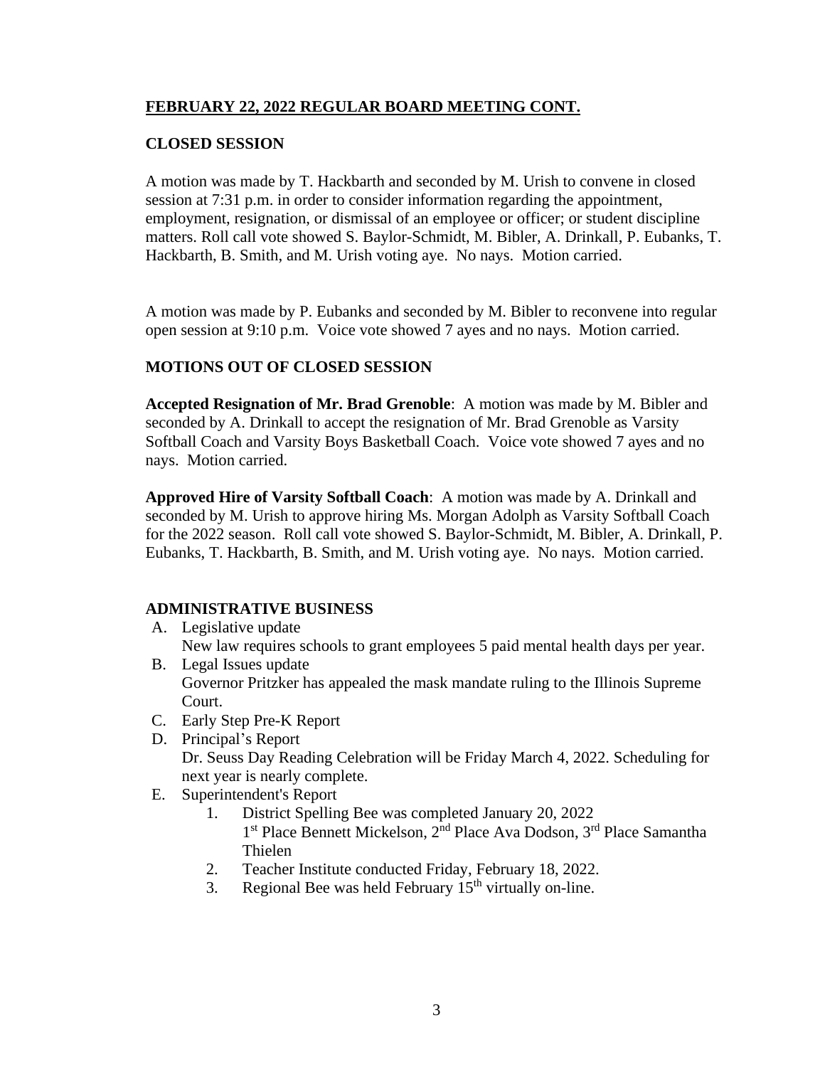## FEBRUARY 22, 2022 REGULAR BOARD MEETING CONT.

### CLOSED SESSION

A motion was made by T. Hackbarth and seconded by M. Urish to convene in closed session at 7:31 p.m. in order to consider information regarding the appointment, employment, resignation, or dismissal of an employee or officer; or student discipline matters. Roll call vote showed S. Baylor-Schmidt, M. Bibler, A. Drinkall, P. Eubanks, T. Hackbarth, B. Smith, and M. Urish voting aye. No nays. Motion carried.

A motion was made by P. Eubanks and seconded by M. Bibler to reconvene into regular open session at 9:10 p.m. Voice vote showed 7 ayes and no nays. Motion carried.

### MOTIONS OUT OF CLOSED SESSION

**Accepted Resignation of Mr. Brad Grenoble**: A motion was made by M. Bibler and seconded by A. Drinkall to accept the resignation of Mr. Brad Grenoble as Varsity Softball Coach and Varsity Boys Basketball Coach. Voice vote showed 7 ayes and no nays. Motion carried.

**Approved Hire of Varsity Softball Coach**: A motion was made by A. Drinkall and seconded by M. Urish to approve hiring Ms. Morgan Adolph as Varsity Softball Coach for the 2022 season. Roll call vote showed S. Baylor-Schmidt, M. Bibler, A. Drinkall, P. Eubanks, T. Hackbarth, B. Smith, and M. Urish voting aye. No nays. Motion carried.

### ADMINISTRATIVE BUSINESS

A. Legislative update
   New law requires schools to grant employees 5 paid mental health days per year.
B. Legal Issues update
   Governor Pritzker has appealed the mask mandate ruling to the Illinois Supreme Court.
C. Early Step Pre-K Report
D. Principal's Report
   Dr. Seuss Day Reading Celebration will be Friday March 4, 2022. Scheduling for next year is nearly complete.
E. Superintendent's Report
   1. District Spelling Bee was completed January 20, 2022
      1st Place Bennett Mickelson, 2nd Place Ava Dodson, 3rd Place Samantha Thielen
   2. Teacher Institute conducted Friday, February 18, 2022.
   3. Regional Bee was held February 15th virtually on-line.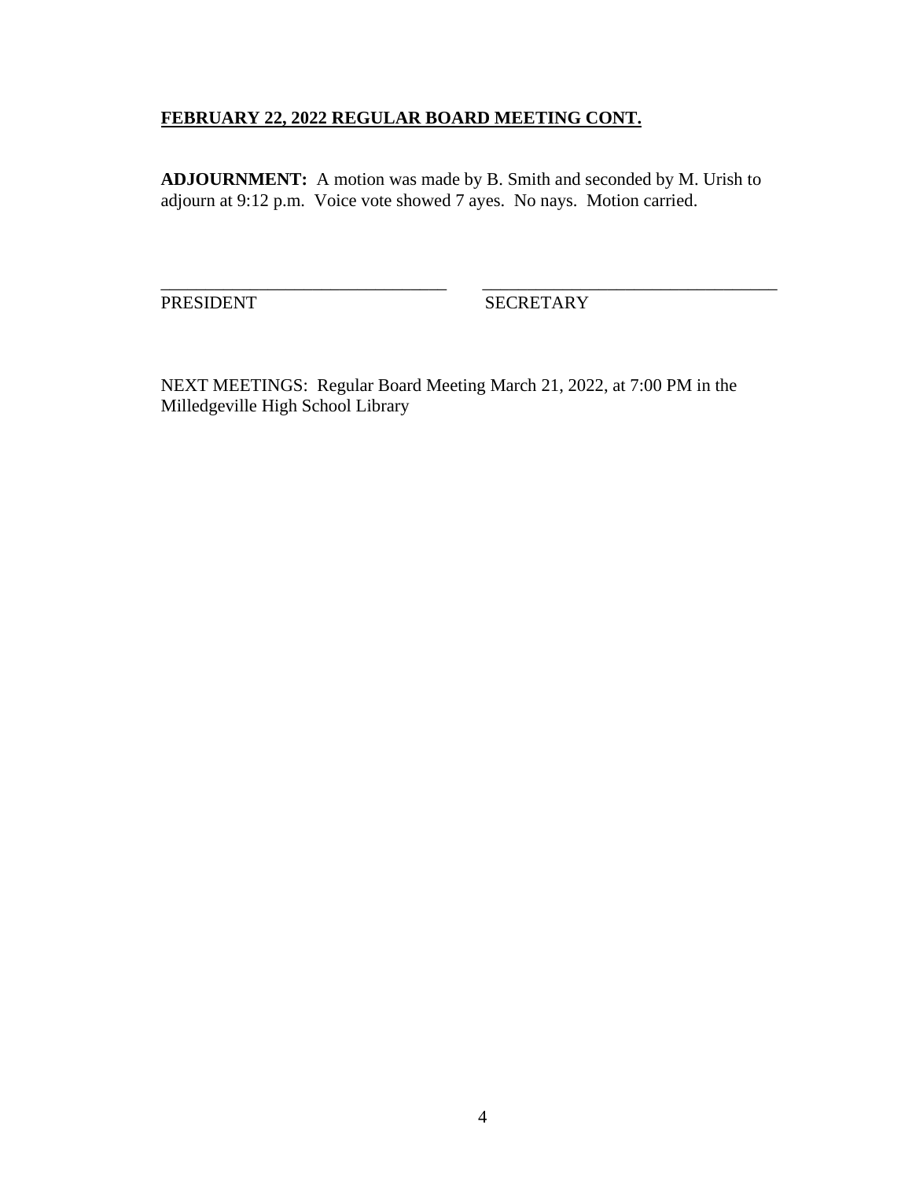**FEBRUARY 22, 2022 REGULAR BOARD MEETING CONT.**

**ADJOURNMENT:** A motion was made by B. Smith and seconded by M. Urish to adjourn at 9:12 p.m. Voice vote showed 7 ayes. No nays. Motion carried.

_________________________________ _________________________________

PRESIDENT SECRETARY

NEXT MEETINGS: Regular Board Meeting March 21, 2022, at 7:00 PM in the Milledgeville High School Library